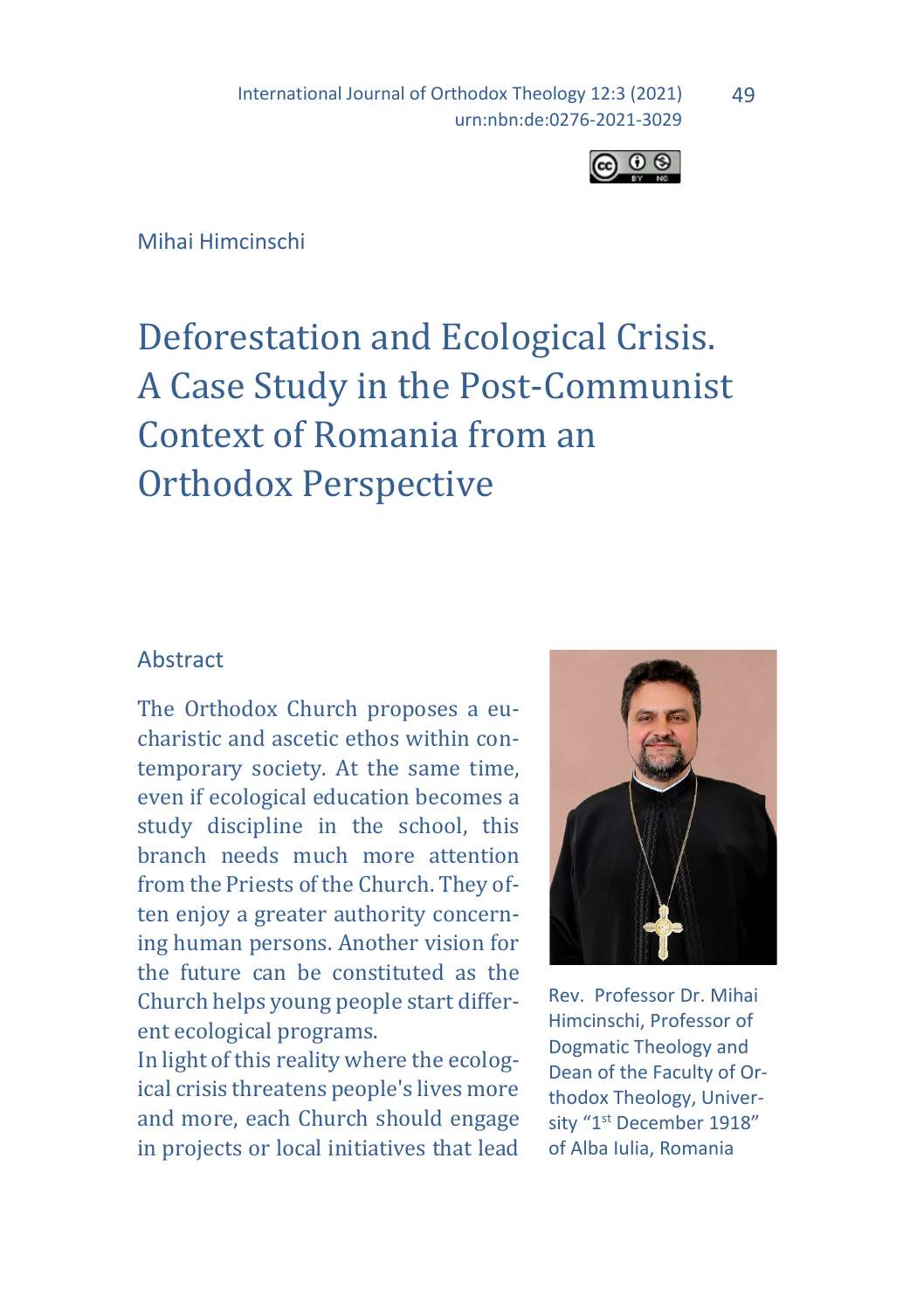Mihai Himcinschi

# Deforestation and Ecological Crisis. A Case Study in the Post-Communist Context of Romania from an Orthodox Perspective

## Abstract

The Orthodox Church proposes a eucharistic and ascetic ethos within contemporary society. At the same time, even if ecological education becomes a study discipline in the school, this branch needs much more attention from the Priests of the Church. They often enjoy a greater authority concerning human persons. Another vision for the future can be constituted as the Church helps young people start different ecological programs.

In light of this reality where the ecological crisis threatens people's lives more and more, each Church should engage in projects or local initiatives that lead

Rev. Professor Dr. Mihai Himcinschi, Professor of Dogmatic Theology and Dean of the Faculty of Orthodox Theology, University "1st December 1918" of Alba Iulia, Romania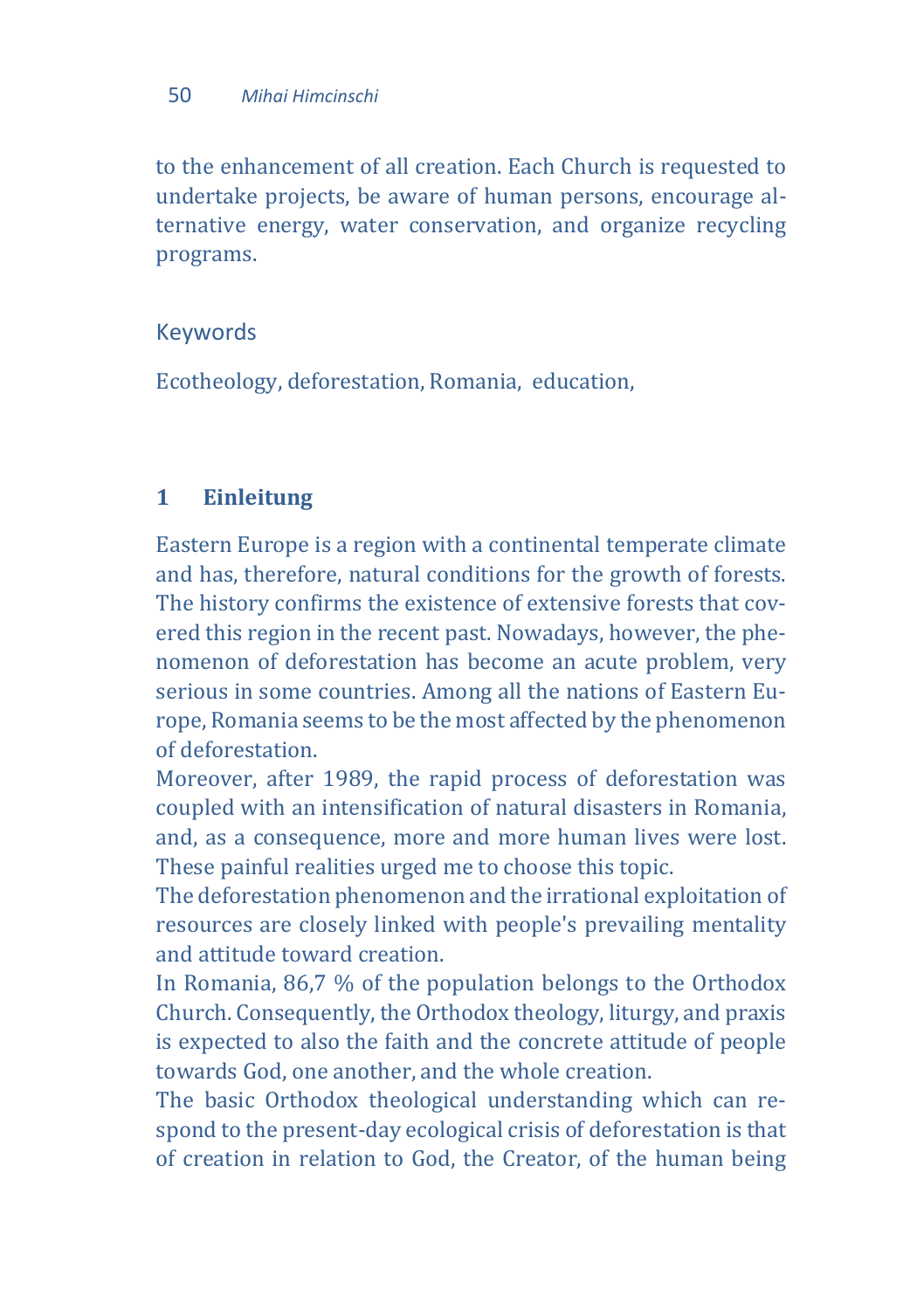to the enhancement of all creation. Each Church is requested to undertake projects, be aware of human persons, encourage alternative energy, water conservation, and organize recycling programs.

Keywords

Ecotheology, deforestation, Romania, education,

## 1 Einleitung

Eastern Europe is a region with a continental temperate climate and has, therefore, natural conditions for the growth of forests. The history confirms the existence of extensive forests that covered this region in the recent past. Nowadays, however, the phenomenon of deforestation has become an acute problem, very serious in some countries. Among all the nations of Eastern Europe, Romania seems to be the most affected by the phenomenon of deforestation.

Moreover, after 1989, the rapid process of deforestation was coupled with an intensification of natural disasters in Romania, and, as a consequence, more and more human lives were lost. These painful realities urged me to choose this topic.

The deforestation phenomenon and the irrational exploitation of resources are closely linked with people's prevailing mentality and attitude toward creation.

In Romania, 86,7 % of the population belongs to the Orthodox Church. Consequently, the Orthodox theology, liturgy, and praxis is expected to also the faith and the concrete attitude of people towards God, one another, and the whole creation.

The basic Orthodox theological understanding which can respond to the present-day ecological crisis of deforestation is that of creation in relation to God, the Creator, of the human being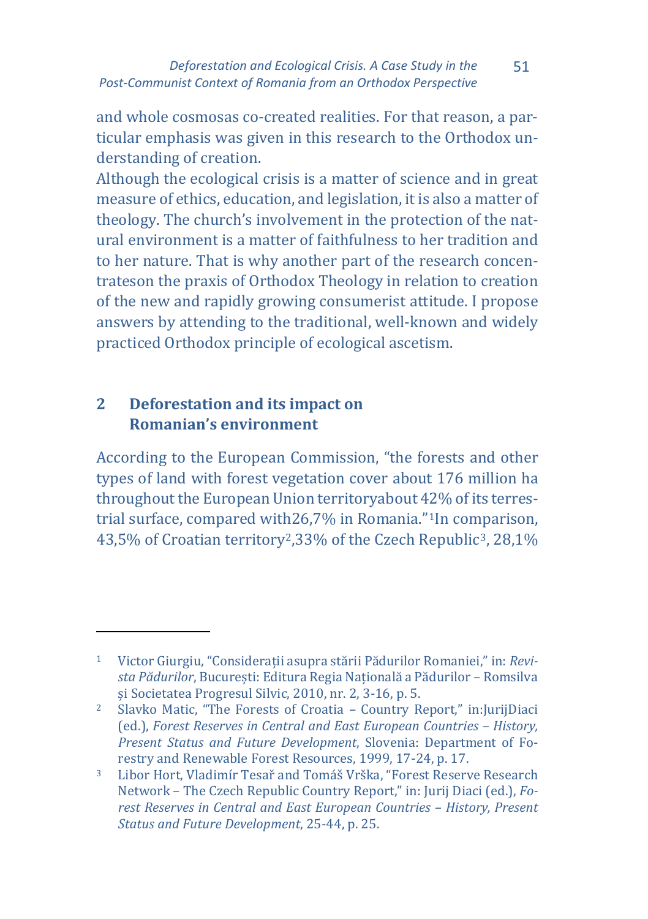and whole cosmosas co-created realities. For that reason, a particular emphasis was given in this research to the Orthodox understanding of creation.

Although the ecological crisis is a matter of science and in great measure of ethics, education, and legislation, it is also a matter of theology. The church's involvement in the protection of the natural environment is a matter of faithfulness to her tradition and to her nature. That is why another part of the research concentrateson the praxis of Orthodox Theology in relation to creation of the new and rapidly growing consumerist attitude. I propose answers by attending to the traditional, well-known and widely practiced Orthodox principle of ecological ascetism.

## 2 Deforestation and its impact on Romanian's environment

According to the European Commission, "the forests and other types of land with forest vegetation cover about 176 million ha throughout the European Union territoryabout 42% of its terrestrial surface, compared with26,7% in Romania."[1]In comparison, 43,5% of Croatian territory[2],33% of the Czech Republic[3], 28,1%

---

[1] Victor Giurgiu, "Considerații asupra stării Pădurilor Romaniei," in: *Revista Pădurilor*, București: Editura Regia Națională a Pădurilor – Romsilva și Societatea Progresul Silvic, 2010, nr. 2, 3-16, p. 5.

[2] Slavko Matic, "The Forests of Croatia – Country Report," in:JurijDiaci (ed.), *Forest Reserves in Central and East European Countries – History, Present Status and Future Development*, Slovenia: Department of Forestry and Renewable Forest Resources, 1999, 17-24, p. 17.

[3] Libor Hort, Vladimír Tesař and Tomáš Vrška, "Forest Reserve Research Network – The Czech Republic Country Report," in: Jurij Diaci (ed.), *Forest Reserves in Central and East European Countries – History, Present Status and Future Development*, 25-44, p. 25.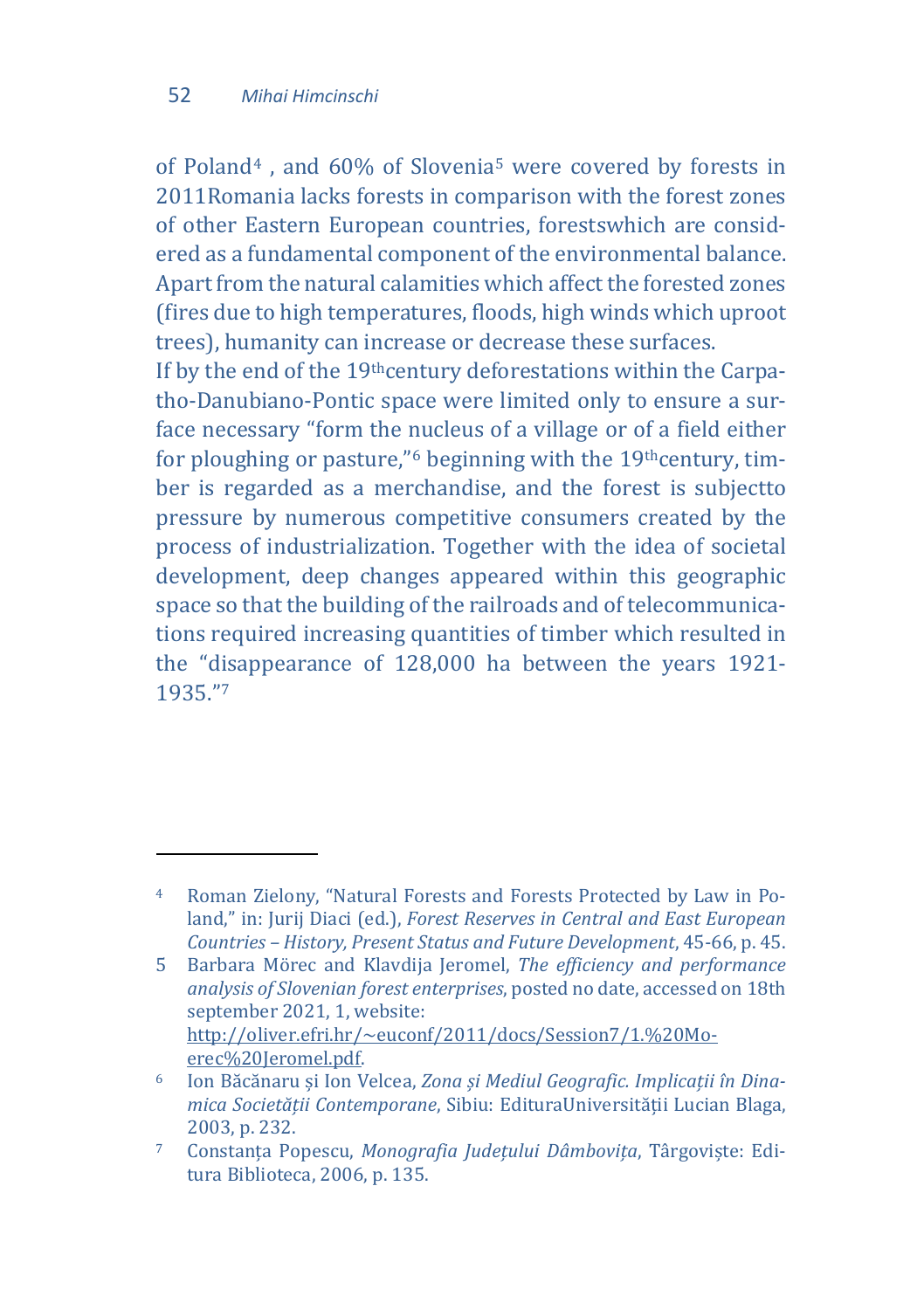of Poland[4] , and 60% of Slovenia[5] were covered by forests in 2011Romania lacks forests in comparison with the forest zones of other Eastern European countries, forestswhich are considered as a fundamental component of the environmental balance. Apart from the natural calamities which affect the forested zones (fires due to high temperatures, floods, high winds which uproot trees), humanity can increase or decrease these surfaces.

If by the end of the 19thcentury deforestations within the Carpatho-Danubiano-Pontic space were limited only to ensure a surface necessary "form the nucleus of a village or of a field either for ploughing or pasture,"[6] beginning with the 19thcentury, timber is regarded as a merchandise, and the forest is subjectto pressure by numerous competitive consumers created by the process of industrialization. Together with the idea of societal development, deep changes appeared within this geographic space so that the building of the railroads and of telecommunications required increasing quantities of timber which resulted in the "disappearance of 128,000 ha between the years 1921-1935."[7]

---

[4] Roman Zielony, "Natural Forests and Forests Protected by Law in Poland," in: Jurij Diaci (ed.), *Forest Reserves in Central and East European Countries – History, Present Status and Future Development*, 45-66, p. 45.

5 Barbara Mörec and Klavdija Jeromel, *The efficiency and performance analysis of Slovenian forest enterprises*, posted no date, accessed on 18th september 2021, 1, website: http://oliver.efri.hr/~euconf/2011/docs/Session7/1.%20Moerec%20Jeromel.pdf.

[6] Ion Băcănaru și Ion Velcea, *Zona și Mediul Geografic. Implicații în Dinamica Societății Contemporane*, Sibiu: EdituraUniversității Lucian Blaga, 2003, p. 232.

[7] Constanța Popescu, *Monografia Județului Dâmbovița*, Târgoviște: Editura Biblioteca, 2006, p. 135.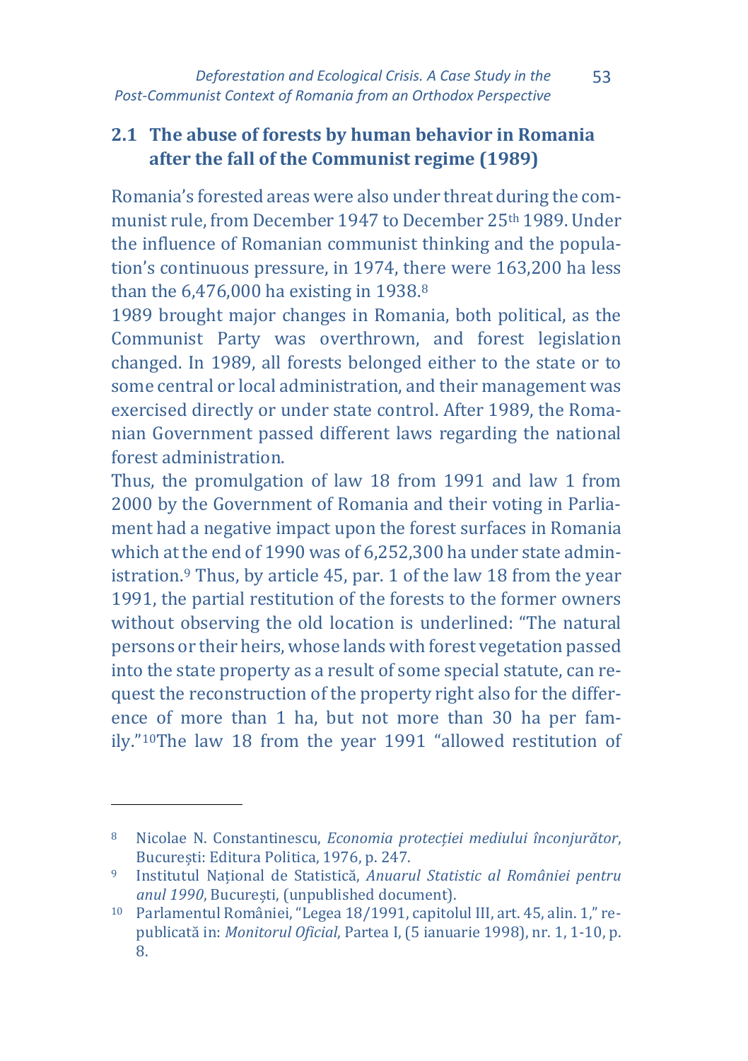## 2.1 The abuse of forests by human behavior in Romania after the fall of the Communist regime (1989)

Romania's forested areas were also under threat during the communist rule, from December 1947 to December 25th 1989. Under the influence of Romanian communist thinking and the population's continuous pressure, in 1974, there were 163,200 ha less than the 6,476,000 ha existing in 1938.[8]

1989 brought major changes in Romania, both political, as the Communist Party was overthrown, and forest legislation changed. In 1989, all forests belonged either to the state or to some central or local administration, and their management was exercised directly or under state control. After 1989, the Romanian Government passed different laws regarding the national forest administration.

Thus, the promulgation of law 18 from 1991 and law 1 from 2000 by the Government of Romania and their voting in Parliament had a negative impact upon the forest surfaces in Romania which at the end of 1990 was of 6,252,300 ha under state administration.[9] Thus, by article 45, par. 1 of the law 18 from the year 1991, the partial restitution of the forests to the former owners without observing the old location is underlined: "The natural persons or their heirs, whose lands with forest vegetation passed into the state property as a result of some special statute, can request the reconstruction of the property right also for the difference of more than 1 ha, but not more than 30 ha per family."[10]The law 18 from the year 1991 "allowed restitution of

---

[8] Nicolae N. Constantinescu, *Economia protecției mediului înconjurător*, București: Editura Politica, 1976, p. 247.

[9] Institutul Național de Statistică, *Anuarul Statistic al României pentru anul 1990*, București, (unpublished document).

[10] Parlamentul României, "Legea 18/1991, capitolul III, art. 45, alin. 1," republicată in: *Monitorul Oficial*, Partea I, (5 ianuarie 1998), nr. 1, 1-10, p. 8.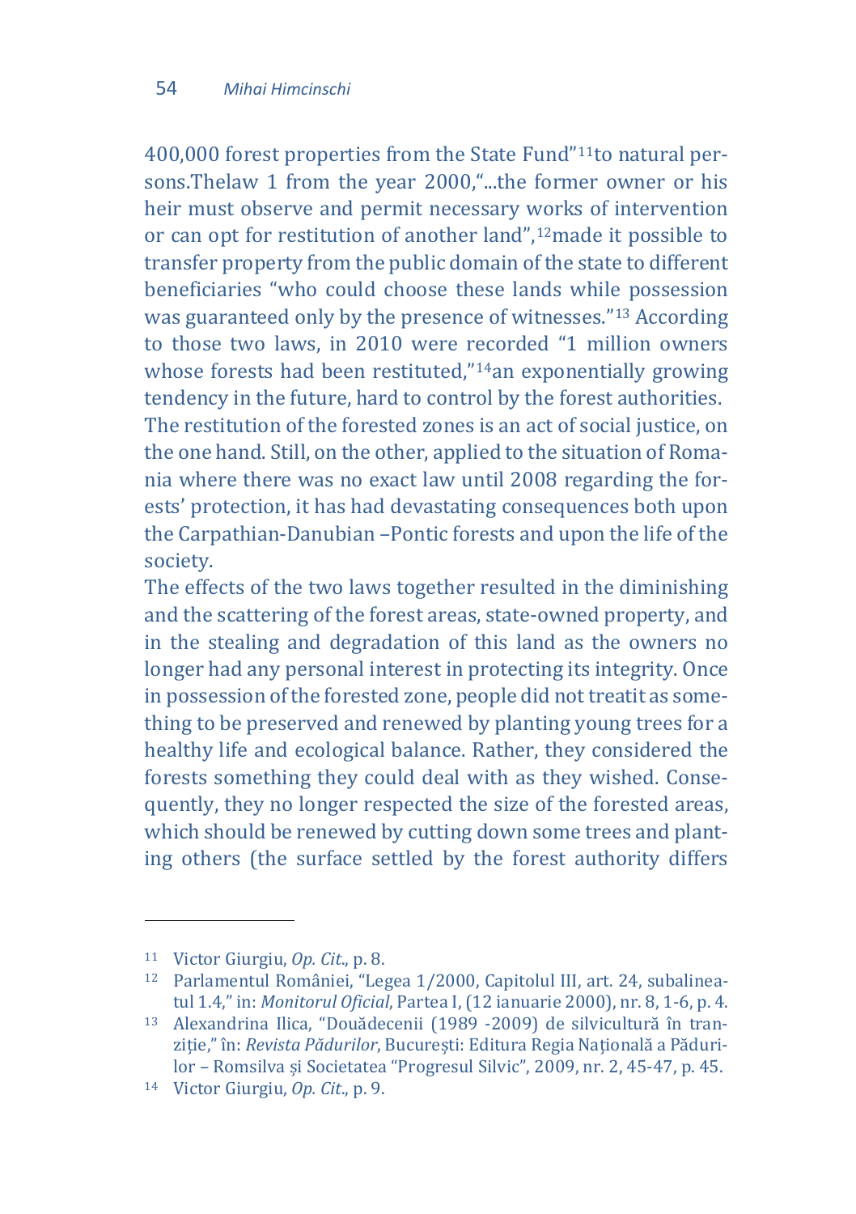400,000 forest properties from the State Fund"[11]to natural persons.Thelaw 1 from the year 2000,"...the former owner or his heir must observe and permit necessary works of intervention or can opt for restitution of another land",[12]made it possible to transfer property from the public domain of the state to different beneficiaries "who could choose these lands while possession was guaranteed only by the presence of witnesses."[13] According to those two laws, in 2010 were recorded "1 million owners whose forests had been restituted,"[14]an exponentially growing tendency in the future, hard to control by the forest authorities.

The restitution of the forested zones is an act of social justice, on the one hand. Still, on the other, applied to the situation of Romania where there was no exact law until 2008 regarding the forests' protection, it has had devastating consequences both upon the Carpathian-Danubian –Pontic forests and upon the life of the society.

The effects of the two laws together resulted in the diminishing and the scattering of the forest areas, state-owned property, and in the stealing and degradation of this land as the owners no longer had any personal interest in protecting its integrity. Once in possession of the forested zone, people did not treatit as something to be preserved and renewed by planting young trees for a healthy life and ecological balance. Rather, they considered the forests something they could deal with as they wished. Consequently, they no longer respected the size of the forested areas, which should be renewed by cutting down some trees and planting others (the surface settled by the forest authority differs

---

[11] Victor Giurgiu, *Op. Cit.*, p. 8.

[12] Parlamentul României, "Legea 1/2000, Capitolul III, art. 24, subalineatul 1.4," in: *Monitorul Oficial*, Partea I, (12 ianuarie 2000), nr. 8, 1-6, p. 4.

[13] Alexandrina Ilica, "Douădecenii (1989 -2009) de silvicultură în tranziție," în: *Revista Pădurilor*, București: Editura Regia Națională a Pădurilor – Romsilva și Societatea "Progresul Silvic", 2009, nr. 2, 45-47, p. 45.

[14] Victor Giurgiu, *Op. Cit.*, p. 9.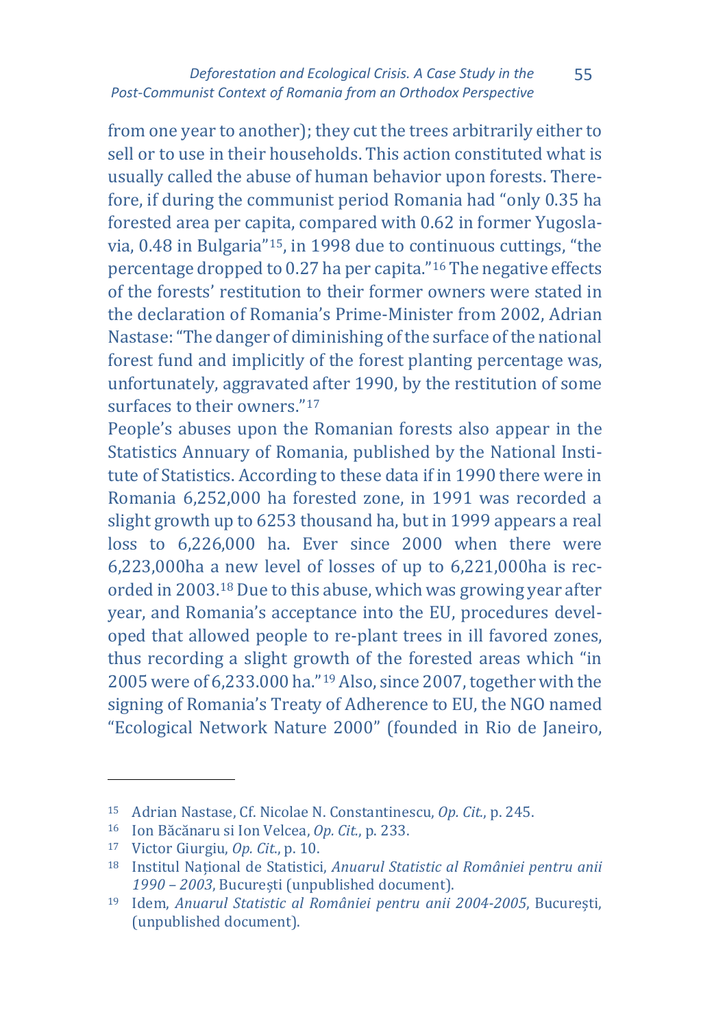from one year to another); they cut the trees arbitrarily either to sell or to use in their households. This action constituted what is usually called the abuse of human behavior upon forests. Therefore, if during the communist period Romania had “only 0.35 ha forested area per capita, compared with 0.62 in former Yugoslavia, 0.48 in Bulgaria”[15], in 1998 due to continuous cuttings, “the percentage dropped to 0.27 ha per capita.”[16] The negative effects of the forests’ restitution to their former owners were stated in the declaration of Romania’s Prime-Minister from 2002, Adrian Nastase: “The danger of diminishing of the surface of the national forest fund and implicitly of the forest planting percentage was, unfortunately, aggravated after 1990, by the restitution of some surfaces to their owners.”[17]

People’s abuses upon the Romanian forests also appear in the Statistics Annuary of Romania, published by the National Institute of Statistics. According to these data if in 1990 there were in Romania 6,252,000 ha forested zone, in 1991 was recorded a slight growth up to 6253 thousand ha, but in 1999 appears a real loss to 6,226,000 ha. Ever since 2000 when there were 6,223,000ha a new level of losses of up to 6,221,000ha is recorded in 2003.[18] Due to this abuse, which was growing year after year, and Romania’s acceptance into the EU, procedures developed that allowed people to re-plant trees in ill favored zones, thus recording a slight growth of the forested areas which “in 2005 were of 6,233.000 ha.”[19] Also, since 2007, together with the signing of Romania’s Treaty of Adherence to EU, the NGO named “Ecological Network Nature 2000” (founded in Rio de Janeiro,

---

[15] Adrian Nastase, Cf. Nicolae N. Constantinescu, *Op. Cit.*, p. 245.

[16] Ion Băcănaru si Ion Velcea, *Op. Cit.*, p. 233.

[17] Victor Giurgiu, *Op. Cit.*, p. 10.

[18] Institul Național de Statistici, *Anuarul Statistic al României pentru anii 1990 – 2003*, București (unpublished document).

[19] Idem, *Anuarul Statistic al României pentru anii 2004-2005*, București, (unpublished document).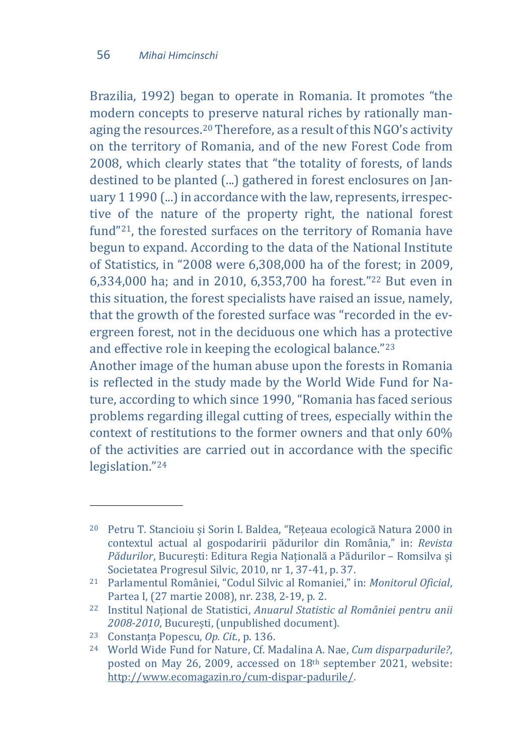Brazilia, 1992) began to operate in Romania. It promotes "the modern concepts to preserve natural riches by rationally managing the resources.[20] Therefore, as a result of this NGO's activity on the territory of Romania, and of the new Forest Code from 2008, which clearly states that "the totality of forests, of lands destined to be planted (...) gathered in forest enclosures on January 1 1990 (...) in accordance with the law, represents, irrespective of the nature of the property right, the national forest fund"[21], the forested surfaces on the territory of Romania have begun to expand. According to the data of the National Institute of Statistics, in "2008 were 6,308,000 ha of the forest; in 2009, 6,334,000 ha; and in 2010, 6,353,700 ha forest."[22] But even in this situation, the forest specialists have raised an issue, namely, that the growth of the forested surface was "recorded in the evergreen forest, not in the deciduous one which has a protective and effective role in keeping the ecological balance."[23]

Another image of the human abuse upon the forests in Romania is reflected in the study made by the World Wide Fund for Nature, according to which since 1990, "Romania has faced serious problems regarding illegal cutting of trees, especially within the context of restitutions to the former owners and that only 60% of the activities are carried out in accordance with the specific legislation."[24]

---

[20] Petru T. Stancioiu și Sorin I. Baldea, "Rețeaua ecologică Natura 2000 in contextul actual al gospodaririi pădurilor din România," in: *Revista Pădurilor*, București: Editura Regia Națională a Pădurilor – Romsilva și Societatea Progresul Silvic, 2010, nr 1, 37-41, p. 37.

[21] Parlamentul României, "Codul Silvic al Romaniei," in: *Monitorul Oficial*, Partea I, (27 martie 2008), nr. 238, 2-19, p. 2.

[22] Institul Național de Statistici, *Anuarul Statistic al României pentru anii 2008-2010*, București, (unpublished document).

[23] Constanța Popescu, *Op. Cit.*, p. 136.

[24] World Wide Fund for Nature, Cf. Madalina A. Nae, *Cum disparpadurile?*, posted on May 26, 2009, accessed on 18th september 2021, website: http://www.ecomagazin.ro/cum-dispar-padurile/.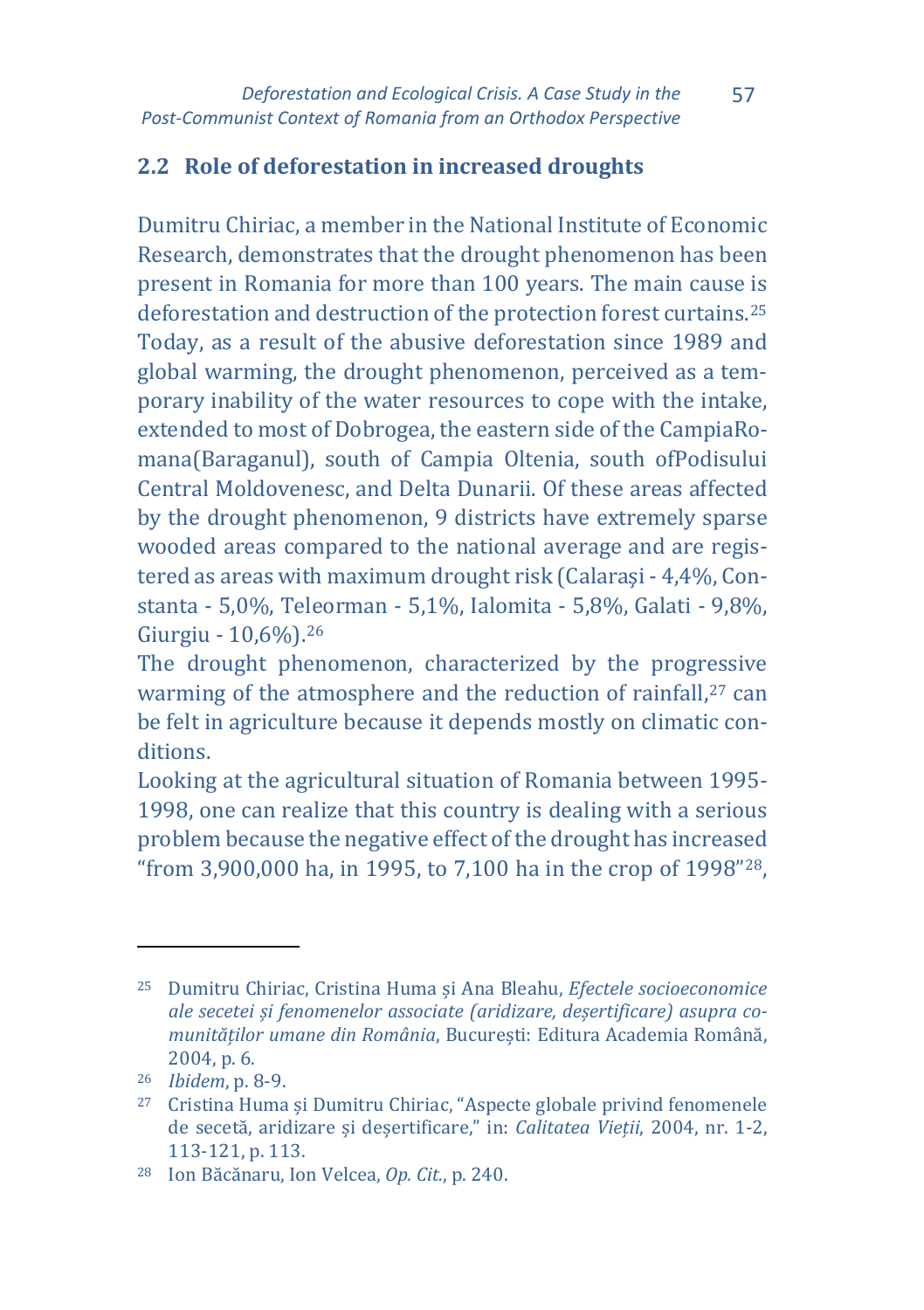## 2.2 Role of deforestation in increased droughts

Dumitru Chiriac, a member in the National Institute of Economic Research, demonstrates that the drought phenomenon has been present in Romania for more than 100 years. The main cause is deforestation and destruction of the protection forest curtains.[25] Today, as a result of the abusive deforestation since 1989 and global warming, the drought phenomenon, perceived as a temporary inability of the water resources to cope with the intake, extended to most of Dobrogea, the eastern side of the CampiaRomana(Baraganul), south of Campia Oltenia, south ofPodisului Central Moldovenesc, and Delta Dunarii. Of these areas affected by the drought phenomenon, 9 districts have extremely sparse wooded areas compared to the national average and are registered as areas with maximum drought risk (Calarași - 4,4%, Constanta - 5,0%, Teleorman - 5,1%, Ialomita - 5,8%, Galati - 9,8%, Giurgiu - 10,6%).[26]

The drought phenomenon, characterized by the progressive warming of the atmosphere and the reduction of rainfall,[27] can be felt in agriculture because it depends mostly on climatic conditions.

Looking at the agricultural situation of Romania between 1995-1998, one can realize that this country is dealing with a serious problem because the negative effect of the drought has increased "from 3,900,000 ha, in 1995, to 7,100 ha in the crop of 1998"[28],

---

[25] Dumitru Chiriac, Cristina Huma și Ana Bleahu, *Efectele socioeconomice ale secetei și fenomenelor associate (aridizare, deșertificare) asupra comunităților umane din România*, București: Editura Academia Română, 2004, p. 6.

[26] *Ibidem*, p. 8-9.

[27] Cristina Huma și Dumitru Chiriac, "Aspecte globale privind fenomenele de secetă, aridizare și deșertificare," in: *Calitatea Vieții*, 2004, nr. 1-2, 113-121, p. 113.

[28] Ion Băcănaru, Ion Velcea, *Op. Cit.*, p. 240.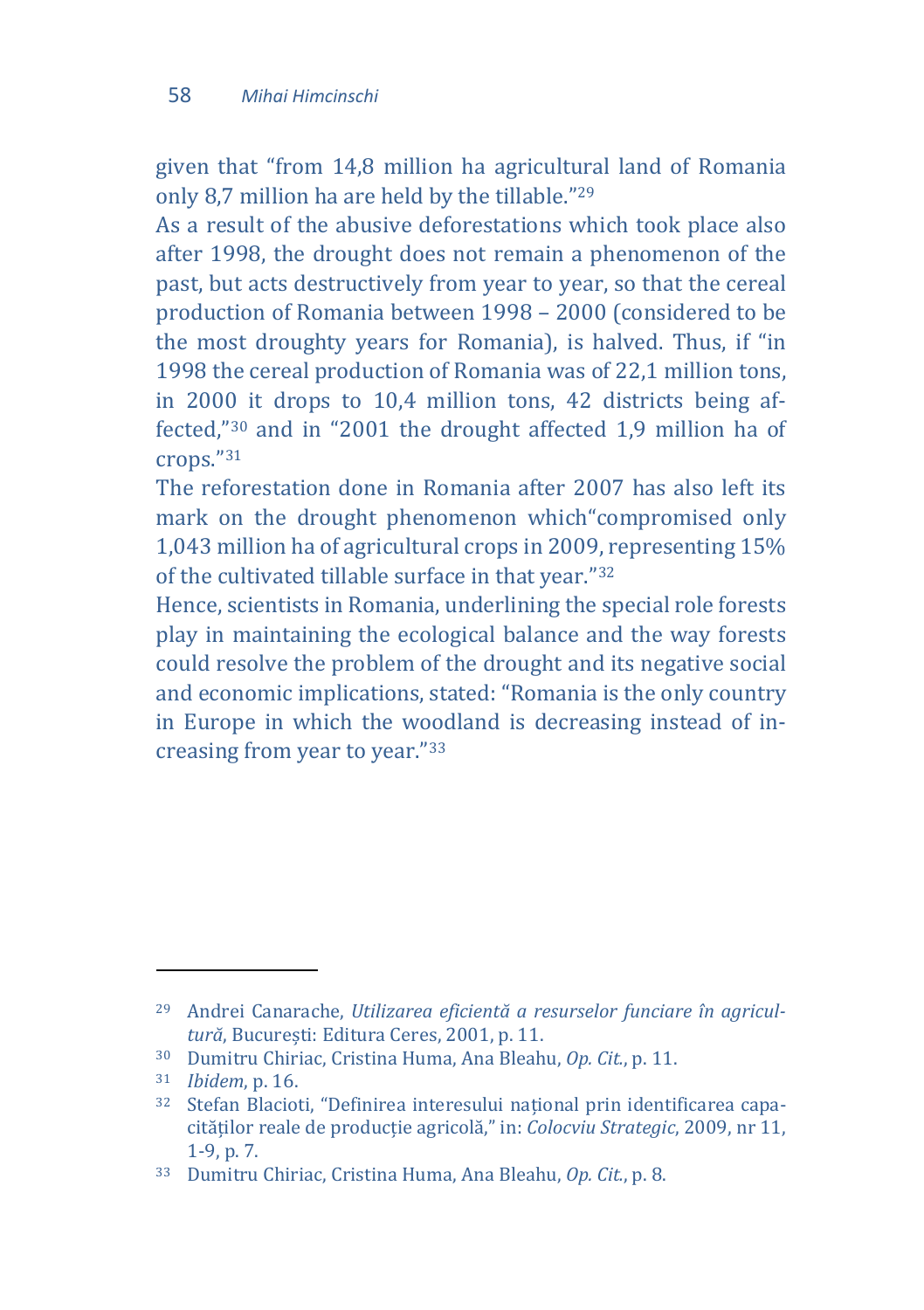given that “from 14,8 million ha agricultural land of Romania only 8,7 million ha are held by the tillable.”[29]

As a result of the abusive deforestations which took place also after 1998, the drought does not remain a phenomenon of the past, but acts destructively from year to year, so that the cereal production of Romania between 1998 – 2000 (considered to be the most droughty years for Romania), is halved. Thus, if “in 1998 the cereal production of Romania was of 22,1 million tons, in 2000 it drops to 10,4 million tons, 42 districts being affected,”[30] and in “2001 the drought affected 1,9 million ha of crops.”[31]

The reforestation done in Romania after 2007 has also left its mark on the drought phenomenon which“compromised only 1,043 million ha of agricultural crops in 2009, representing 15% of the cultivated tillable surface in that year.”[32]

Hence, scientists in Romania, underlining the special role forests play in maintaining the ecological balance and the way forests could resolve the problem of the drought and its negative social and economic implications, stated: “Romania is the only country in Europe in which the woodland is decreasing instead of increasing from year to year.”[33]

---

[29] Andrei Canarache, *Utilizarea eficientă a resurselor funciare în agricultură*, Bucureşti: Editura Ceres, 2001, p. 11.

[30] Dumitru Chiriac, Cristina Huma, Ana Bleahu, *Op. Cit.*, p. 11.

[31] *Ibidem*, p. 16.

[32] Stefan Blacioti, “Definirea interesului național prin identificarea capacităților reale de producție agricolă,” in: *Colocviu Strategic*, 2009, nr 11, 1-9, p. 7.

[33] Dumitru Chiriac, Cristina Huma, Ana Bleahu, *Op. Cit.*, p. 8.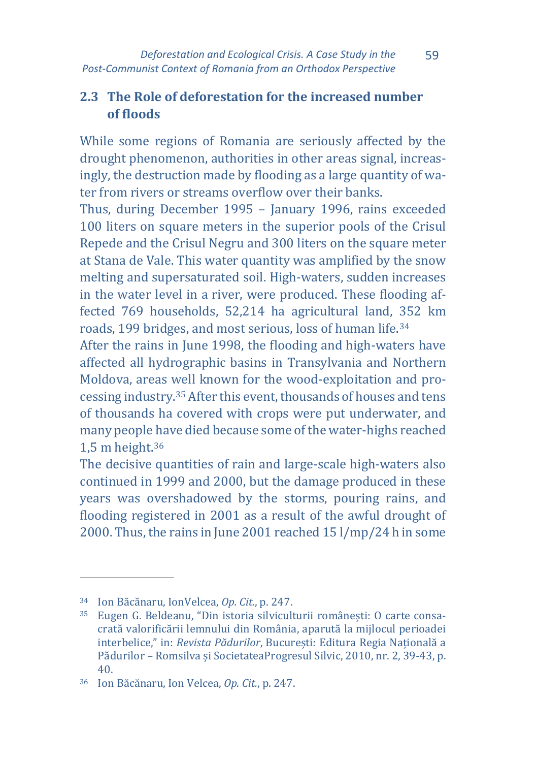## 2.3 The Role of deforestation for the increased number of floods

While some regions of Romania are seriously affected by the drought phenomenon, authorities in other areas signal, increasingly, the destruction made by flooding as a large quantity of water from rivers or streams overflow over their banks.

Thus, during December 1995 – January 1996, rains exceeded 100 liters on square meters in the superior pools of the Crisul Repede and the Crisul Negru and 300 liters on the square meter at Stana de Vale. This water quantity was amplified by the snow melting and supersaturated soil. High-waters, sudden increases in the water level in a river, were produced. These flooding affected 769 households, 52,214 ha agricultural land, 352 km roads, 199 bridges, and most serious, loss of human life.[34]

After the rains in June 1998, the flooding and high-waters have affected all hydrographic basins in Transylvania and Northern Moldova, areas well known for the wood-exploitation and processing industry.[35] After this event, thousands of houses and tens of thousands ha covered with crops were put underwater, and many people have died because some of the water-highs reached 1,5 m height.[36]

The decisive quantities of rain and large-scale high-waters also continued in 1999 and 2000, but the damage produced in these years was overshadowed by the storms, pouring rains, and flooding registered in 2001 as a result of the awful drought of 2000. Thus, the rains in June 2001 reached 15 l/mp/24 h in some

---

[34] Ion Băcănaru, IonVelcea, *Op. Cit.*, p. 247.

[35] Eugen G. Beldeanu, "Din istoria silviculturii româneşti: O carte consacrată valorificării lemnului din România, aparută la mijlocul perioadei interbelice," in: *Revista Pădurilor*, București: Editura Regia Națională a Pădurilor – Romsilva și SocietateaProgresul Silvic, 2010, nr. 2, 39-43, p. 40.

[36] Ion Băcănaru, Ion Velcea, *Op. Cit.*, p. 247.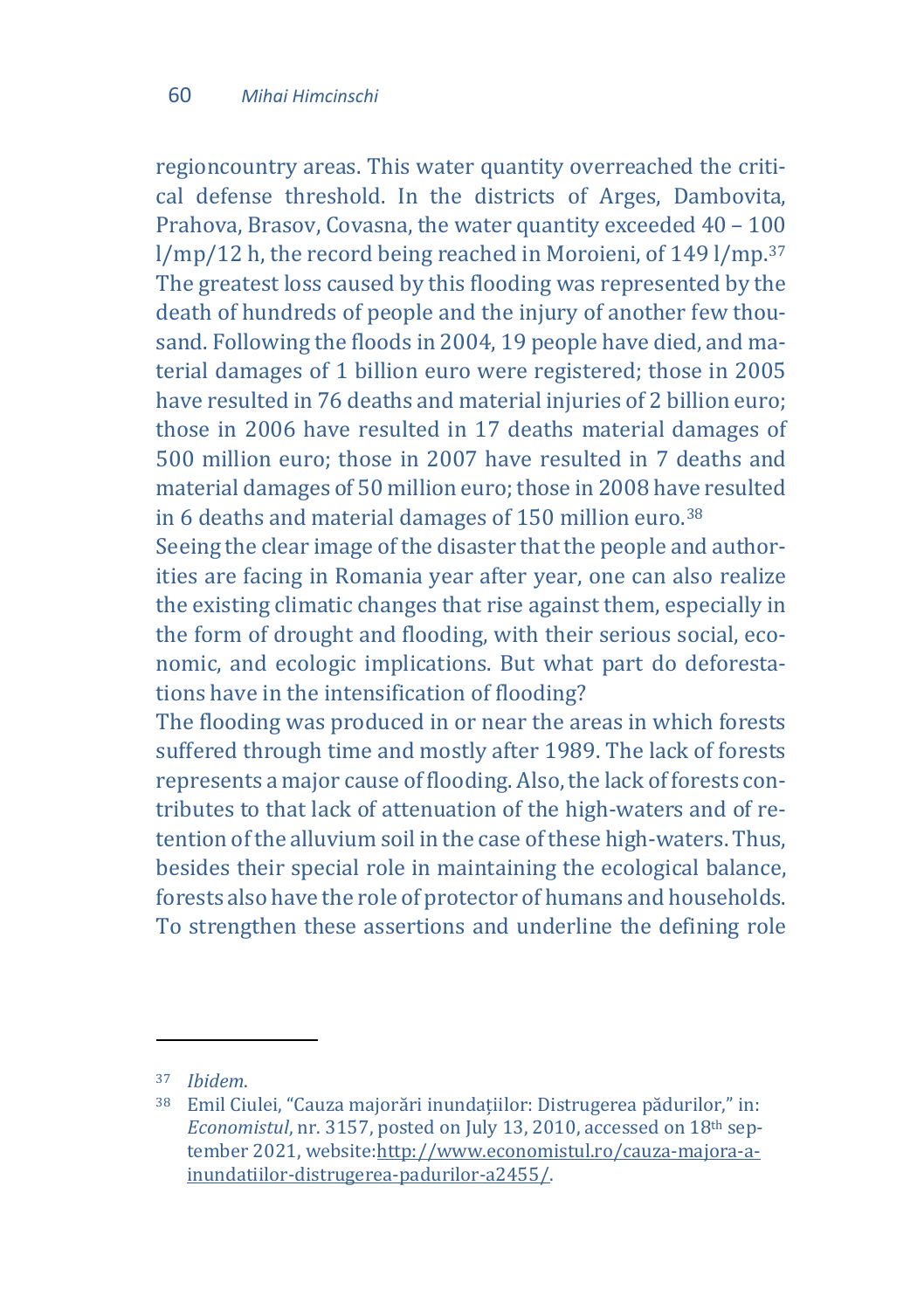regioncountry areas. This water quantity overreached the critical defense threshold. In the districts of Arges, Dambovita, Prahova, Brasov, Covasna, the water quantity exceeded 40 – 100 l/mp/12 h, the record being reached in Moroieni, of 149 l/mp.[37] The greatest loss caused by this flooding was represented by the death of hundreds of people and the injury of another few thousand. Following the floods in 2004, 19 people have died, and material damages of 1 billion euro were registered; those in 2005 have resulted in 76 deaths and material injuries of 2 billion euro; those in 2006 have resulted in 17 deaths material damages of 500 million euro; those in 2007 have resulted in 7 deaths and material damages of 50 million euro; those in 2008 have resulted in 6 deaths and material damages of 150 million euro.[38]

Seeing the clear image of the disaster that the people and authorities are facing in Romania year after year, one can also realize the existing climatic changes that rise against them, especially in the form of drought and flooding, with their serious social, economic, and ecologic implications. But what part do deforestations have in the intensification of flooding?

The flooding was produced in or near the areas in which forests suffered through time and mostly after 1989. The lack of forests represents a major cause of flooding. Also, the lack of forests contributes to that lack of attenuation of the high-waters and of retention of the alluvium soil in the case of these high-waters. Thus, besides their special role in maintaining the ecological balance, forests also have the role of protector of humans and households. To strengthen these assertions and underline the defining role

---

[37] *Ibidem*.

[38] Emil Ciulei, "Cauza majorări inundațiilor: Distrugerea pădurilor," in: *Economistul*, nr. 3157, posted on July 13, 2010, accessed on 18th september 2021, website:http://www.economistul.ro/cauza-majora-a-inundatiilor-distrugerea-padurilor-a2455/.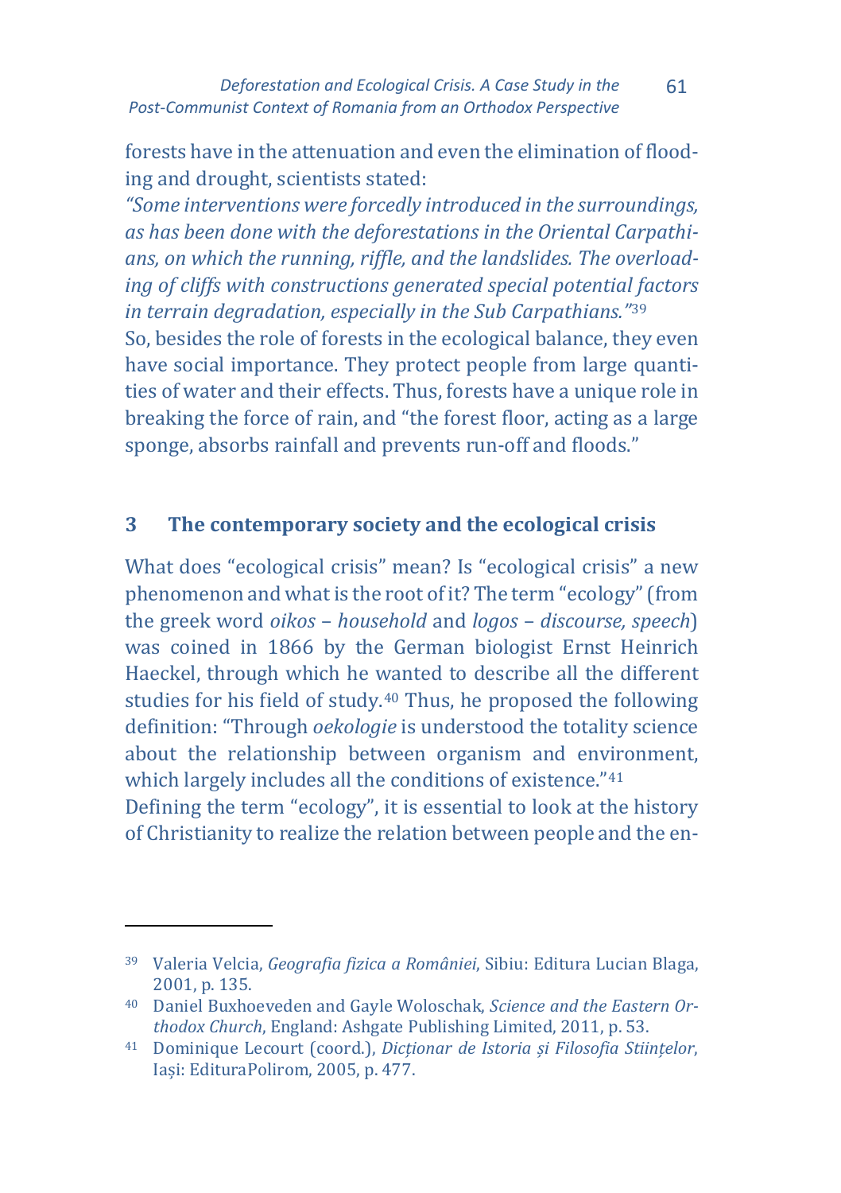forests have in the attenuation and even the elimination of flooding and drought, scientists stated:

*"Some interventions were forcedly introduced in the surroundings, as has been done with the deforestations in the Oriental Carpathians, on which the running, riffle, and the landslides. The overloading of cliffs with constructions generated special potential factors in terrain degradation, especially in the Sub Carpathians."*[39]

So, besides the role of forests in the ecological balance, they even have social importance. They protect people from large quantities of water and their effects. Thus, forests have a unique role in breaking the force of rain, and "the forest floor, acting as a large sponge, absorbs rainfall and prevents run-off and floods."

## 3 The contemporary society and the ecological crisis

What does "ecological crisis" mean? Is "ecological crisis" a new phenomenon and what is the root of it? The term "ecology" (from the greek word *oikos* – *household* and *logos* – *discourse, speech*) was coined in 1866 by the German biologist Ernst Heinrich Haeckel, through which he wanted to describe all the different studies for his field of study.[40] Thus, he proposed the following definition: "Through *oekologie* is understood the totality science about the relationship between organism and environment, which largely includes all the conditions of existence."[41]

Defining the term "ecology", it is essential to look at the history of Christianity to realize the relation between people and the en-

---

[39] Valeria Velcia, *Geografia fizica a României*, Sibiu: Editura Lucian Blaga, 2001, p. 135.

[40] Daniel Buxhoeveden and Gayle Woloschak, *Science and the Eastern Orthodox Church*, England: Ashgate Publishing Limited, 2011, p. 53.

[41] Dominique Lecourt (coord.), *Dicționar de Istoria și Filosofia Stiințelor*, Iași: EdituraPolirom, 2005, p. 477.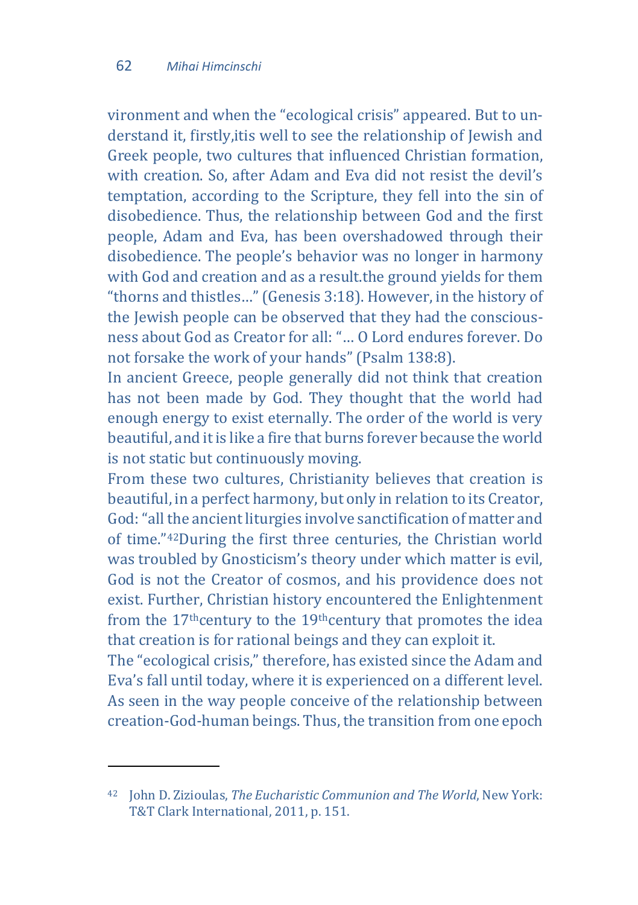vironment and when the "ecological crisis" appeared. But to understand it, firstly,itis well to see the relationship of Jewish and Greek people, two cultures that influenced Christian formation, with creation. So, after Adam and Eva did not resist the devil's temptation, according to the Scripture, they fell into the sin of disobedience. Thus, the relationship between God and the first people, Adam and Eva, has been overshadowed through their disobedience. The people's behavior was no longer in harmony with God and creation and as a result.the ground yields for them "thorns and thistles…" (Genesis 3:18). However, in the history of the Jewish people can be observed that they had the consciousness about God as Creator for all: "… O Lord endures forever. Do not forsake the work of your hands" (Psalm 138:8).

In ancient Greece, people generally did not think that creation has not been made by God. They thought that the world had enough energy to exist eternally. The order of the world is very beautiful, and it is like a fire that burns forever because the world is not static but continuously moving.

From these two cultures, Christianity believes that creation is beautiful, in a perfect harmony, but only in relation to its Creator, God: "all the ancient liturgies involve sanctification of matter and of time."[42]During the first three centuries, the Christian world was troubled by Gnosticism's theory under which matter is evil, God is not the Creator of cosmos, and his providence does not exist. Further, Christian history encountered the Enlightenment from the 17thcentury to the 19thcentury that promotes the idea that creation is for rational beings and they can exploit it.

The "ecological crisis," therefore, has existed since the Adam and Eva's fall until today, where it is experienced on a different level. As seen in the way people conceive of the relationship between creation-God-human beings. Thus, the transition from one epoch

---

[42] John D. Zizioulas, *The Eucharistic Communion and The World*, New York: T&T Clark International, 2011, p. 151.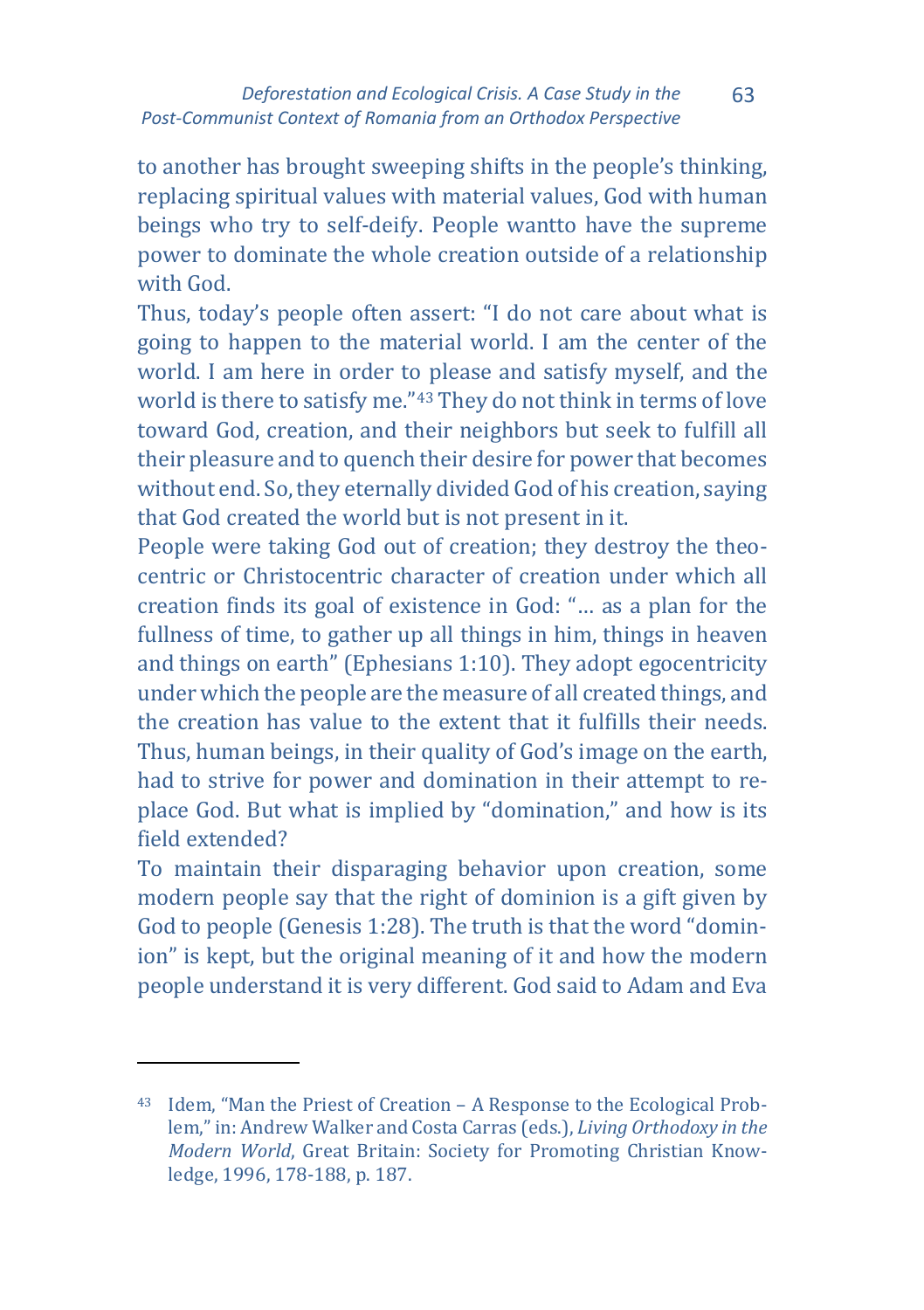to another has brought sweeping shifts in the people's thinking, replacing spiritual values with material values, God with human beings who try to self-deify. People wantto have the supreme power to dominate the whole creation outside of a relationship with God.

Thus, today's people often assert: "I do not care about what is going to happen to the material world. I am the center of the world. I am here in order to please and satisfy myself, and the world is there to satisfy me."[43] They do not think in terms of love toward God, creation, and their neighbors but seek to fulfill all their pleasure and to quench their desire for power that becomes without end. So, they eternally divided God of his creation, saying that God created the world but is not present in it.

People were taking God out of creation; they destroy the theocentric or Christocentric character of creation under which all creation finds its goal of existence in God: "… as a plan for the fullness of time, to gather up all things in him, things in heaven and things on earth" (Ephesians 1:10). They adopt egocentricity under which the people are the measure of all created things, and the creation has value to the extent that it fulfills their needs. Thus, human beings, in their quality of God's image on the earth, had to strive for power and domination in their attempt to replace God. But what is implied by "domination," and how is its field extended?

To maintain their disparaging behavior upon creation, some modern people say that the right of dominion is a gift given by God to people (Genesis 1:28). The truth is that the word "dominion" is kept, but the original meaning of it and how the modern people understand it is very different. God said to Adam and Eva

---

[43] Idem, "Man the Priest of Creation – A Response to the Ecological Problem," in: Andrew Walker and Costa Carras (eds.), *Living Orthodoxy in the Modern World*, Great Britain: Society for Promoting Christian Knowledge, 1996, 178-188, p. 187.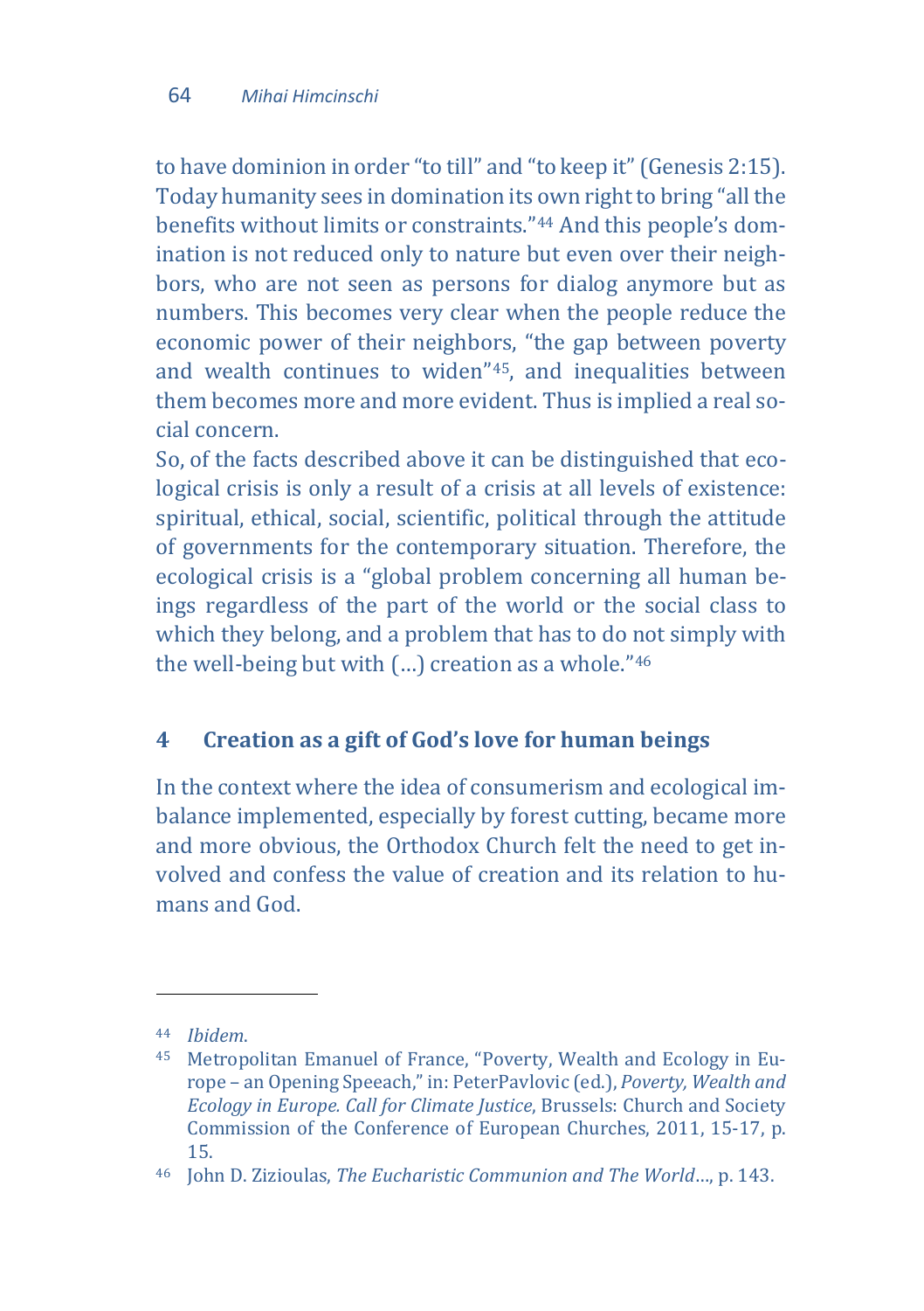to have dominion in order "to till" and "to keep it" (Genesis 2:15). Today humanity sees in domination its own right to bring "all the benefits without limits or constraints."[44] And this people's domination is not reduced only to nature but even over their neighbors, who are not seen as persons for dialog anymore but as numbers. This becomes very clear when the people reduce the economic power of their neighbors, "the gap between poverty and wealth continues to widen"[45], and inequalities between them becomes more and more evident. Thus is implied a real social concern.

So, of the facts described above it can be distinguished that ecological crisis is only a result of a crisis at all levels of existence: spiritual, ethical, social, scientific, political through the attitude of governments for the contemporary situation. Therefore, the ecological crisis is a "global problem concerning all human beings regardless of the part of the world or the social class to which they belong, and a problem that has to do not simply with the well-being but with (…) creation as a whole."[46]

## 4 Creation as a gift of God's love for human beings

In the context where the idea of consumerism and ecological imbalance implemented, especially by forest cutting, became more and more obvious, the Orthodox Church felt the need to get involved and confess the value of creation and its relation to humans and God.

---

[44] *Ibidem*.

[45] Metropolitan Emanuel of France, "Poverty, Wealth and Ecology in Europe – an Opening Speeach," in: PeterPavlovic (ed.), *Poverty, Wealth and Ecology in Europe. Call for Climate Justice*, Brussels: Church and Society Commission of the Conference of European Churches, 2011, 15-17, p. 15.

[46] John D. Zizioulas, *The Eucharistic Communion and The World*…, p. 143.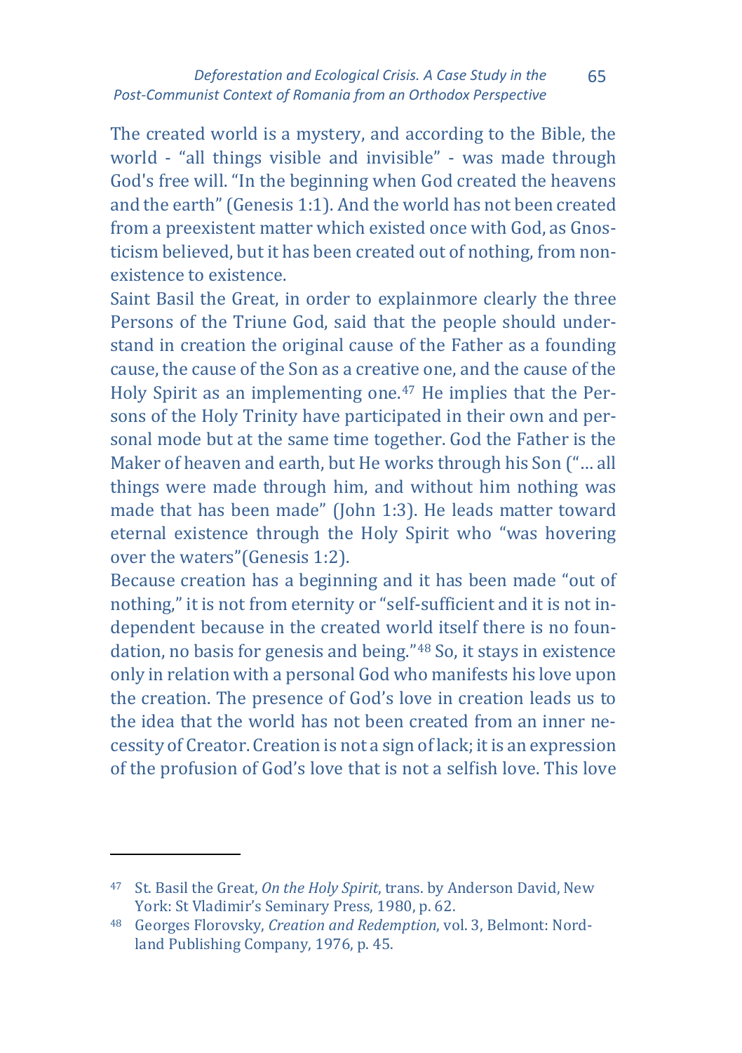The created world is a mystery, and according to the Bible, the world - "all things visible and invisible" - was made through God's free will. "In the beginning when God created the heavens and the earth" (Genesis 1:1). And the world has not been created from a preexistent matter which existed once with God, as Gnosticism believed, but it has been created out of nothing, from non-existence to existence.

Saint Basil the Great, in order to explainmore clearly the three Persons of the Triune God, said that the people should understand in creation the original cause of the Father as a founding cause, the cause of the Son as a creative one, and the cause of the Holy Spirit as an implementing one.[47] He implies that the Persons of the Holy Trinity have participated in their own and personal mode but at the same time together. God the Father is the Maker of heaven and earth, but He works through his Son ("… all things were made through him, and without him nothing was made that has been made" (John 1:3). He leads matter toward eternal existence through the Holy Spirit who "was hovering over the waters"(Genesis 1:2).

Because creation has a beginning and it has been made "out of nothing," it is not from eternity or "self-sufficient and it is not independent because in the created world itself there is no foundation, no basis for genesis and being."[48] So, it stays in existence only in relation with a personal God who manifests his love upon the creation. The presence of God's love in creation leads us to the idea that the world has not been created from an inner necessity of Creator. Creation is not a sign of lack; it is an expression of the profusion of God's love that is not a selfish love. This love

---

[47] St. Basil the Great, *On the Holy Spirit*, trans. by Anderson David, New York: St Vladimir's Seminary Press, 1980, p. 62.

[48] Georges Florovsky, *Creation and Redemption*, vol. 3, Belmont: Nordland Publishing Company, 1976, p. 45.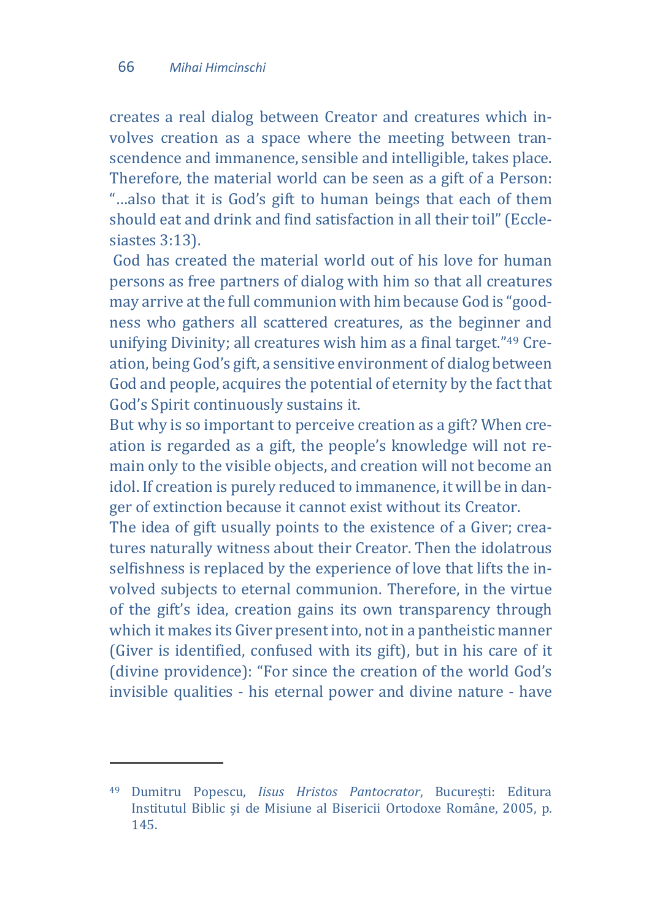creates a real dialog between Creator and creatures which involves creation as a space where the meeting between transcendence and immanence, sensible and intelligible, takes place. Therefore, the material world can be seen as a gift of a Person: "…also that it is God's gift to human beings that each of them should eat and drink and find satisfaction in all their toil" (Ecclesiastes 3:13).

God has created the material world out of his love for human persons as free partners of dialog with him so that all creatures may arrive at the full communion with him because God is "goodness who gathers all scattered creatures, as the beginner and unifying Divinity; all creatures wish him as a final target."[49] Creation, being God's gift, a sensitive environment of dialog between God and people, acquires the potential of eternity by the fact that God's Spirit continuously sustains it.

But why is so important to perceive creation as a gift? When creation is regarded as a gift, the people's knowledge will not remain only to the visible objects, and creation will not become an idol. If creation is purely reduced to immanence, it will be in danger of extinction because it cannot exist without its Creator.

The idea of gift usually points to the existence of a Giver; creatures naturally witness about their Creator. Then the idolatrous selfishness is replaced by the experience of love that lifts the involved subjects to eternal communion. Therefore, in the virtue of the gift's idea, creation gains its own transparency through which it makes its Giver present into, not in a pantheistic manner (Giver is identified, confused with its gift), but in his care of it (divine providence): "For since the creation of the world God's invisible qualities - his eternal power and divine nature - have

---

[49] Dumitru Popescu, *Iisus Hristos Pantocrator*, București: Editura Institutul Biblic și de Misiune al Bisericii Ortodoxe Române, 2005, p. 145.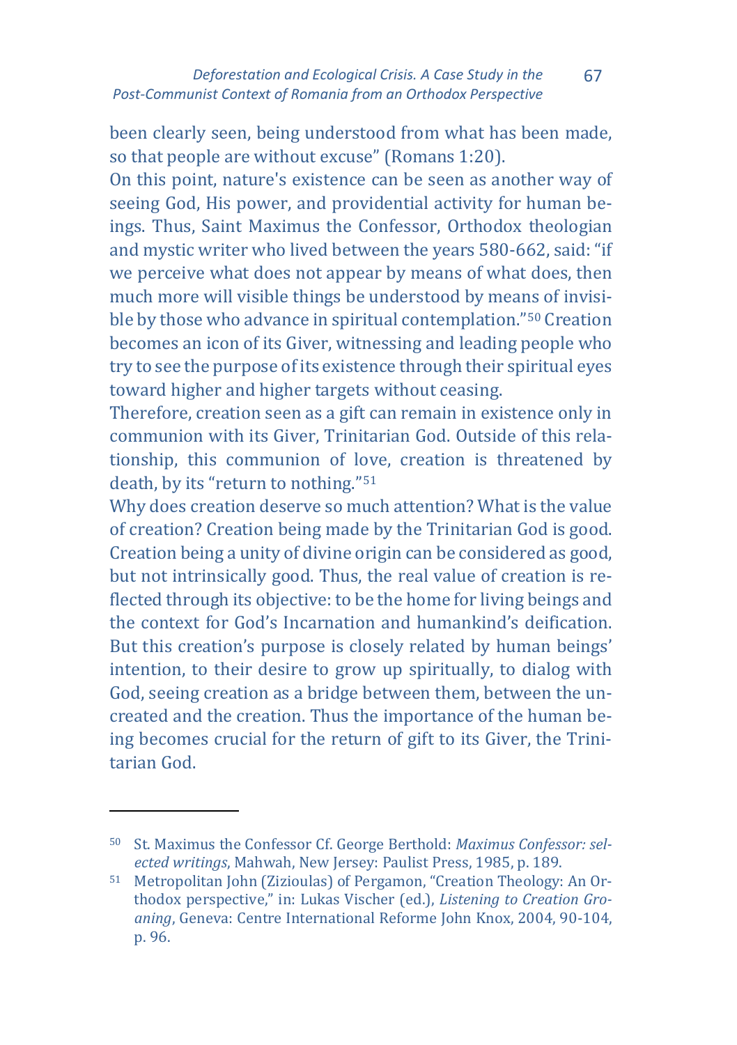been clearly seen, being understood from what has been made, so that people are without excuse" (Romans 1:20).

On this point, nature's existence can be seen as another way of seeing God, His power, and providential activity for human beings. Thus, Saint Maximus the Confessor, Orthodox theologian and mystic writer who lived between the years 580-662, said: "if we perceive what does not appear by means of what does, then much more will visible things be understood by means of invisible by those who advance in spiritual contemplation."[50] Creation becomes an icon of its Giver, witnessing and leading people who try to see the purpose of its existence through their spiritual eyes toward higher and higher targets without ceasing.

Therefore, creation seen as a gift can remain in existence only in communion with its Giver, Trinitarian God. Outside of this relationship, this communion of love, creation is threatened by death, by its "return to nothing."[51]

Why does creation deserve so much attention? What is the value of creation? Creation being made by the Trinitarian God is good. Creation being a unity of divine origin can be considered as good, but not intrinsically good. Thus, the real value of creation is reflected through its objective: to be the home for living beings and the context for God's Incarnation and humankind's deification. But this creation's purpose is closely related by human beings' intention, to their desire to grow up spiritually, to dialog with God, seeing creation as a bridge between them, between the uncreated and the creation. Thus the importance of the human being becomes crucial for the return of gift to its Giver, the Trinitarian God.

---

[50] St. Maximus the Confessor Cf. George Berthold: *Maximus Confessor: selected writings*, Mahwah, New Jersey: Paulist Press, 1985, p. 189.

[51] Metropolitan John (Zizioulas) of Pergamon, "Creation Theology: An Orthodox perspective," in: Lukas Vischer (ed.), *Listening to Creation Groaning*, Geneva: Centre International Reforme John Knox, 2004, 90-104, p. 96.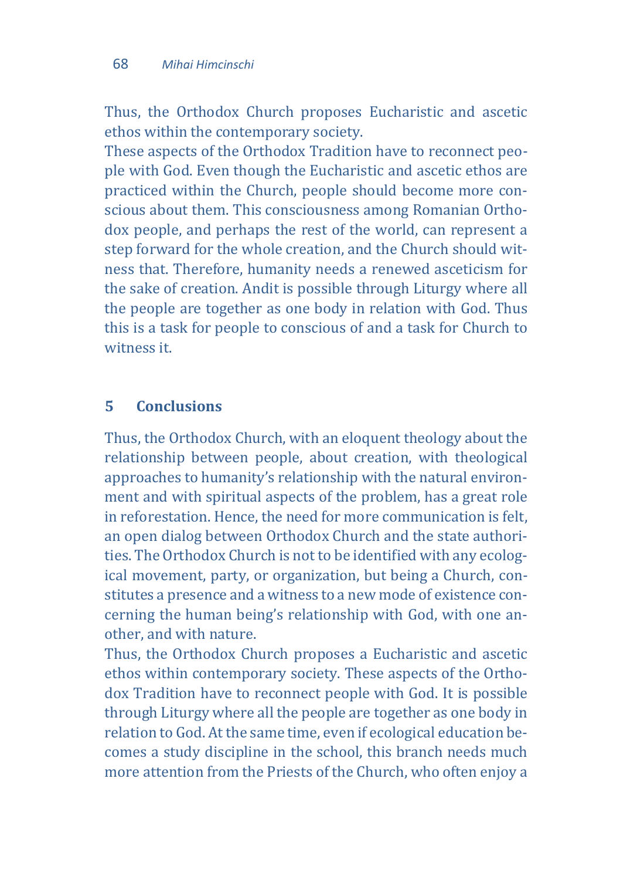Thus, the Orthodox Church proposes Eucharistic and ascetic ethos within the contemporary society.

These aspects of the Orthodox Tradition have to reconnect people with God. Even though the Eucharistic and ascetic ethos are practiced within the Church, people should become more conscious about them. This consciousness among Romanian Orthodox people, and perhaps the rest of the world, can represent a step forward for the whole creation, and the Church should witness that. Therefore, humanity needs a renewed asceticism for the sake of creation. Andit is possible through Liturgy where all the people are together as one body in relation with God. Thus this is a task for people to conscious of and a task for Church to witness it.

## 5 Conclusions

Thus, the Orthodox Church, with an eloquent theology about the relationship between people, about creation, with theological approaches to humanity's relationship with the natural environment and with spiritual aspects of the problem, has a great role in reforestation. Hence, the need for more communication is felt, an open dialog between Orthodox Church and the state authorities. The Orthodox Church is not to be identified with any ecological movement, party, or organization, but being a Church, constitutes a presence and a witness to a new mode of existence concerning the human being's relationship with God, with one another, and with nature.

Thus, the Orthodox Church proposes a Eucharistic and ascetic ethos within contemporary society. These aspects of the Orthodox Tradition have to reconnect people with God. It is possible through Liturgy where all the people are together as one body in relation to God. At the same time, even if ecological education becomes a study discipline in the school, this branch needs much more attention from the Priests of the Church, who often enjoy a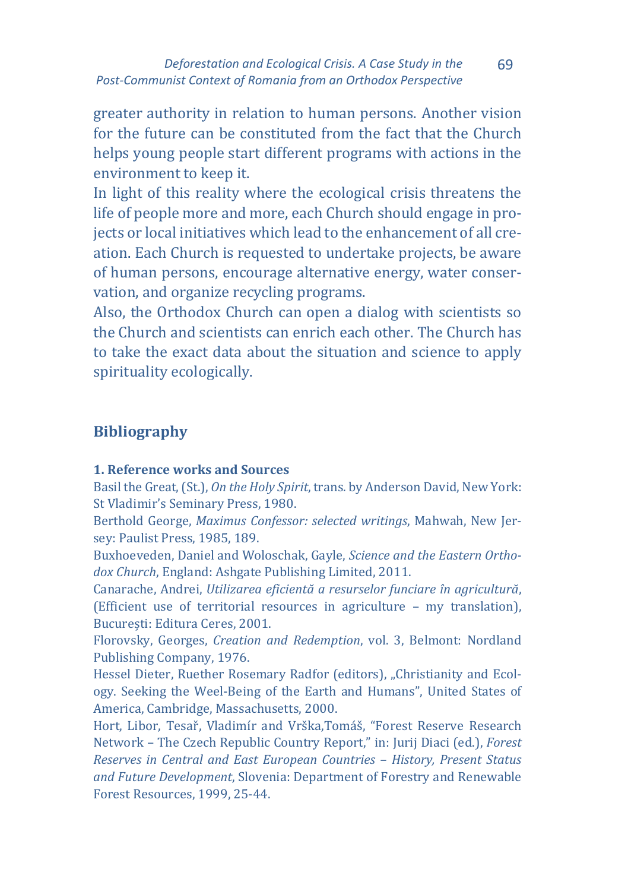greater authority in relation to human persons. Another vision for the future can be constituted from the fact that the Church helps young people start different programs with actions in the environment to keep it.

In light of this reality where the ecological crisis threatens the life of people more and more, each Church should engage in projects or local initiatives which lead to the enhancement of all creation. Each Church is requested to undertake projects, be aware of human persons, encourage alternative energy, water conservation, and organize recycling programs.

Also, the Orthodox Church can open a dialog with scientists so the Church and scientists can enrich each other. The Church has to take the exact data about the situation and science to apply spirituality ecologically.

## Bibliography

### 1. Reference works and Sources

Basil the Great, (St.), *On the Holy Spirit*, trans. by Anderson David, New York: St Vladimir's Seminary Press, 1980.

Berthold George, *Maximus Confessor: selected writings*, Mahwah, New Jersey: Paulist Press, 1985, 189.

Buxhoeveden, Daniel and Woloschak, Gayle, *Science and the Eastern Orthodox Church*, England: Ashgate Publishing Limited, 2011.

Canarache, Andrei, *Utilizarea eficientă a resurselor funciare în agricultură*, (Efficient use of territorial resources in agriculture – my translation), București: Editura Ceres, 2001.

Florovsky, Georges, *Creation and Redemption*, vol. 3, Belmont: Nordland Publishing Company, 1976.

Hessel Dieter, Ruether Rosemary Radfor (editors), „Christianity and Ecology. Seeking the Weel-Being of the Earth and Humans", United States of America, Cambridge, Massachusetts, 2000.

Hort, Libor, Tesař, Vladimír and Vrška,Tomáš, "Forest Reserve Research Network – The Czech Republic Country Report," in: Jurij Diaci (ed.), *Forest Reserves in Central and East European Countries – History, Present Status and Future Development*, Slovenia: Department of Forestry and Renewable Forest Resources, 1999, 25-44.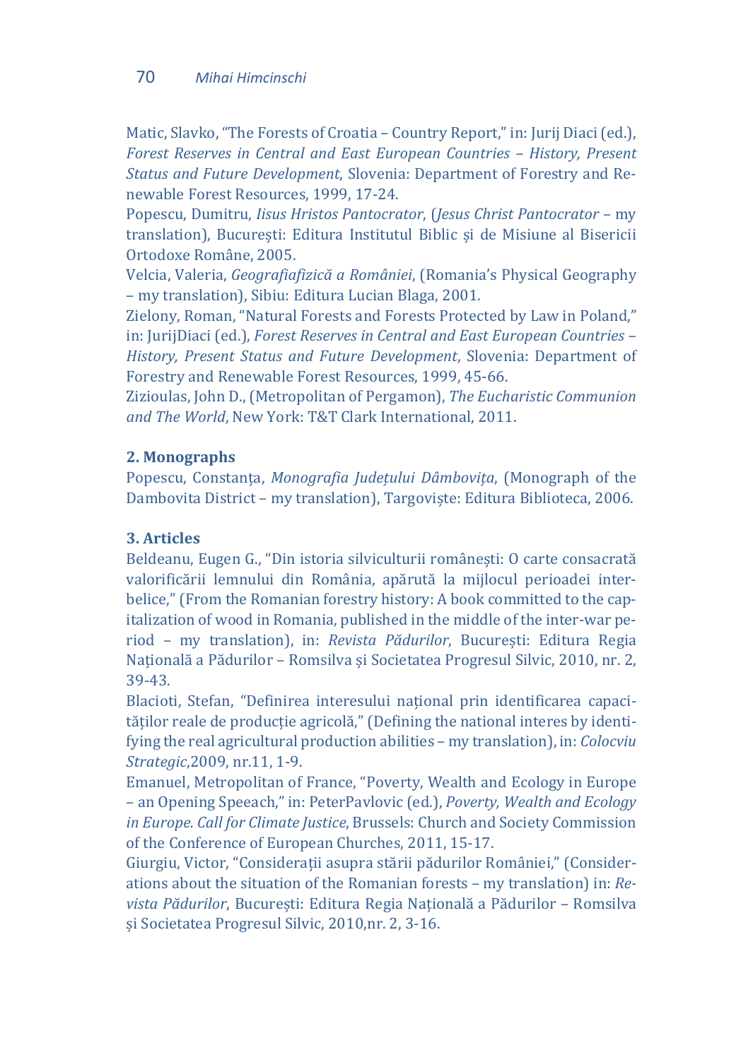Matic, Slavko, "The Forests of Croatia – Country Report," in: Jurij Diaci (ed.), *Forest Reserves in Central and East European Countries – History, Present Status and Future Development*, Slovenia: Department of Forestry and Renewable Forest Resources, 1999, 17-24.

Popescu, Dumitru, *Iisus Hristos Pantocrator*, (*Jesus Christ Pantocrator* – my translation), București: Editura Institutul Biblic și de Misiune al Bisericii Ortodoxe Române, 2005.

Velcia, Valeria, *Geografiafizică a României*, (Romania's Physical Geography – my translation), Sibiu: Editura Lucian Blaga, 2001.

Zielony, Roman, "Natural Forests and Forests Protected by Law in Poland," in: JurijDiaci (ed.), *Forest Reserves in Central and East European Countries – History, Present Status and Future Development*, Slovenia: Department of Forestry and Renewable Forest Resources, 1999, 45-66.

Zizioulas, John D., (Metropolitan of Pergamon), *The Eucharistic Communion and The World*, New York: T&T Clark International, 2011.

### 2. Monographs

Popescu, Constanța, *Monografia Județului Dâmbovița*, (Monograph of the Dambovita District – my translation), Targoviște: Editura Biblioteca, 2006.

### 3. Articles

Beldeanu, Eugen G., "Din istoria silviculturii românești: O carte consacrată valorificării lemnului din România, apărută la mijlocul perioadei interbelice," (From the Romanian forestry history: A book committed to the capitalization of wood in Romania, published in the middle of the inter-war period – my translation), in: *Revista Pădurilor*, București: Editura Regia Națională a Pădurilor – Romsilva și Societatea Progresul Silvic, 2010, nr. 2, 39-43.

Blacioti, Stefan, "Definirea interesului național prin identificarea capacităților reale de producție agricolă," (Defining the national interes by identifying the real agricultural production abilities – my translation), in: *Colocviu Strategic*,2009, nr.11, 1-9.

Emanuel, Metropolitan of France, "Poverty, Wealth and Ecology in Europe – an Opening Speeach," in: PeterPavlovic (ed.), *Poverty, Wealth and Ecology in Europe. Call for Climate Justice*, Brussels: Church and Society Commission of the Conference of European Churches, 2011, 15-17.

Giurgiu, Victor, "Considerații asupra stării pădurilor României," (Considerations about the situation of the Romanian forests – my translation) in: *Revista Pădurilor*, București: Editura Regia Națională a Pădurilor – Romsilva și Societatea Progresul Silvic, 2010,nr. 2, 3-16.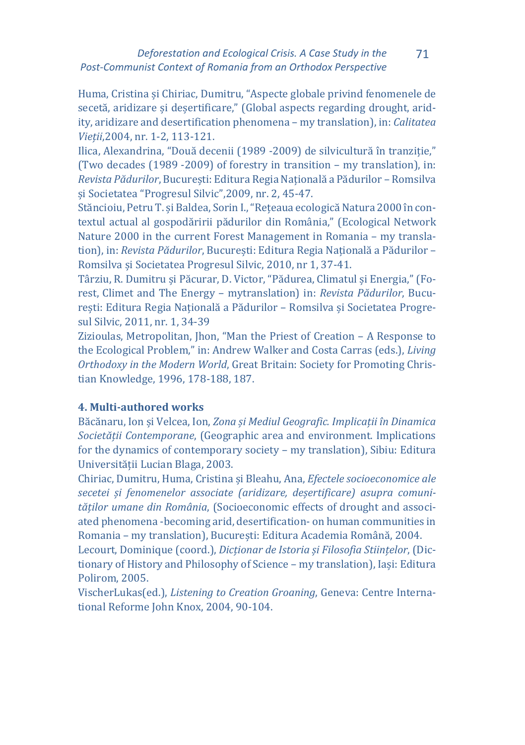Huma, Cristina și Chiriac, Dumitru, "Aspecte globale privind fenomenele de secetă, aridizare și deșertificare," (Global aspects regarding drought, aridity, aridizare and desertification phenomena – my translation), in: *Calitatea Vieții*,2004, nr. 1-2, 113-121.

Ilica, Alexandrina, "Două decenii (1989 -2009) de silvicultură în tranziție," (Two decades (1989 -2009) of forestry in transition – my translation), in: *Revista Pădurilor*, București: Editura Regia Națională a Pădurilor – Romsilva și Societatea "Progresul Silvic",2009, nr. 2, 45-47.

Stăncioiu, Petru T. și Baldea, Sorin I., "Rețeaua ecologică Natura 2000 în contextul actual al gospodăririi pădurilor din România," (Ecological Network Nature 2000 in the current Forest Management in Romania – my translation), in: *Revista Pădurilor*, București: Editura Regia Națională a Pădurilor – Romsilva și Societatea Progresul Silvic, 2010, nr 1, 37-41.

Târziu, R. Dumitru și Păcurar, D. Victor, "Pădurea, Climatul și Energia," (Forest, Climet and The Energy – mytranslation) in: *Revista Pădurilor*, București: Editura Regia Națională a Pădurilor – Romsilva și Societatea Progresul Silvic, 2011, nr. 1, 34-39

Zizioulas, Metropolitan, Jhon, "Man the Priest of Creation – A Response to the Ecological Problem," in: Andrew Walker and Costa Carras (eds.), *Living Orthodoxy in the Modern World*, Great Britain: Society for Promoting Christian Knowledge, 1996, 178-188, 187.

#### 4. Multi-authored works

Băcănaru, Ion și Velcea, Ion, *Zona și Mediul Geografic. Implicații în Dinamica Societății Contemporane*, (Geographic area and environment. Implications for the dynamics of contemporary society – my translation), Sibiu: Editura Universității Lucian Blaga, 2003.

Chiriac, Dumitru, Huma, Cristina și Bleahu, Ana, *Efectele socioeconomice ale secetei și fenomenelor associate (aridizare, deșertificare) asupra comunităților umane din România*, (Socioeconomic effects of drought and associated phenomena -becoming arid, desertification- on human communities in Romania – my translation), București: Editura Academia Română, 2004.

Lecourt, Dominique (coord.), *Dicționar de Istoria și Filosofia Stiințelor*, (Dictionary of History and Philosophy of Science – my translation), Iași: Editura Polirom, 2005.

VischerLukas(ed.), *Listening to Creation Groaning*, Geneva: Centre International Reforme John Knox, 2004, 90-104.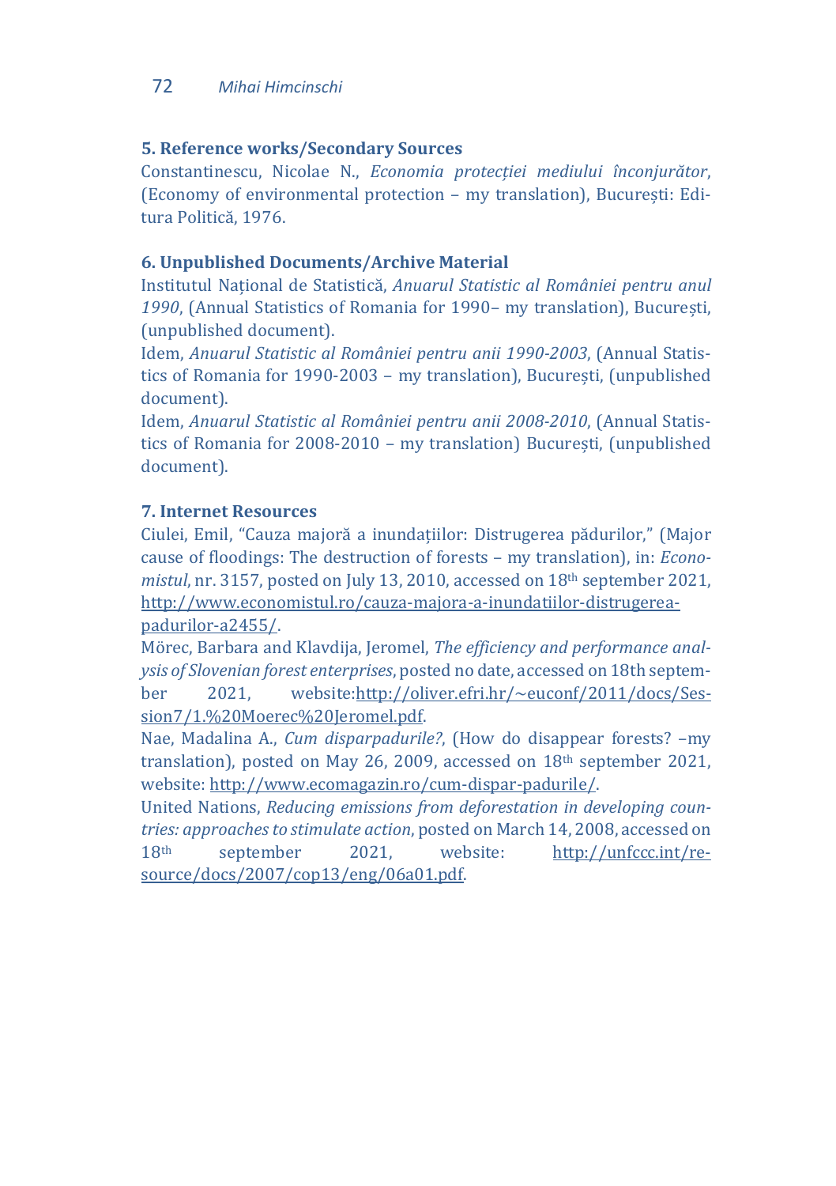### 5. Reference works/Secondary Sources

Constantinescu, Nicolae N., *Economia protecției mediului înconjurător*, (Economy of environmental protection – my translation), București: Editura Politică, 1976.

### 6. Unpublished Documents/Archive Material

Institutul Național de Statistică, *Anuarul Statistic al României pentru anul 1990*, (Annual Statistics of Romania for 1990– my translation), București, (unpublished document).

Idem, *Anuarul Statistic al României pentru anii 1990-2003*, (Annual Statistics of Romania for 1990-2003 – my translation), București, (unpublished document).

Idem, *Anuarul Statistic al României pentru anii 2008-2010*, (Annual Statistics of Romania for 2008-2010 – my translation) București, (unpublished document).

### 7. Internet Resources

Ciulei, Emil, "Cauza majoră a inundațiilor: Distrugerea pădurilor," (Major cause of floodings: The destruction of forests – my translation), in: *Economistul*, nr. 3157, posted on July 13, 2010, accessed on 18th september 2021, http://www.economistul.ro/cauza-majora-a-inundatiilor-distrugerea-padurilor-a2455/.

Mörec, Barbara and Klavdija, Jeromel, *The efficiency and performance analysis of Slovenian forest enterprises*, posted no date, accessed on 18th september 2021, website:http://oliver.efri.hr/~euconf/2011/docs/Session7/1.%20Moerec%20Jeromel.pdf.

Nae, Madalina A., *Cum disparpadurile?*, (How do disappear forests? –my translation), posted on May 26, 2009, accessed on 18th september 2021, website: http://www.ecomagazin.ro/cum-dispar-padurile/.

United Nations, *Reducing emissions from deforestation in developing countries: approaches to stimulate action*, posted on March 14, 2008, accessed on 18th september 2021, website: http://unfccc.int/resource/docs/2007/cop13/eng/06a01.pdf.